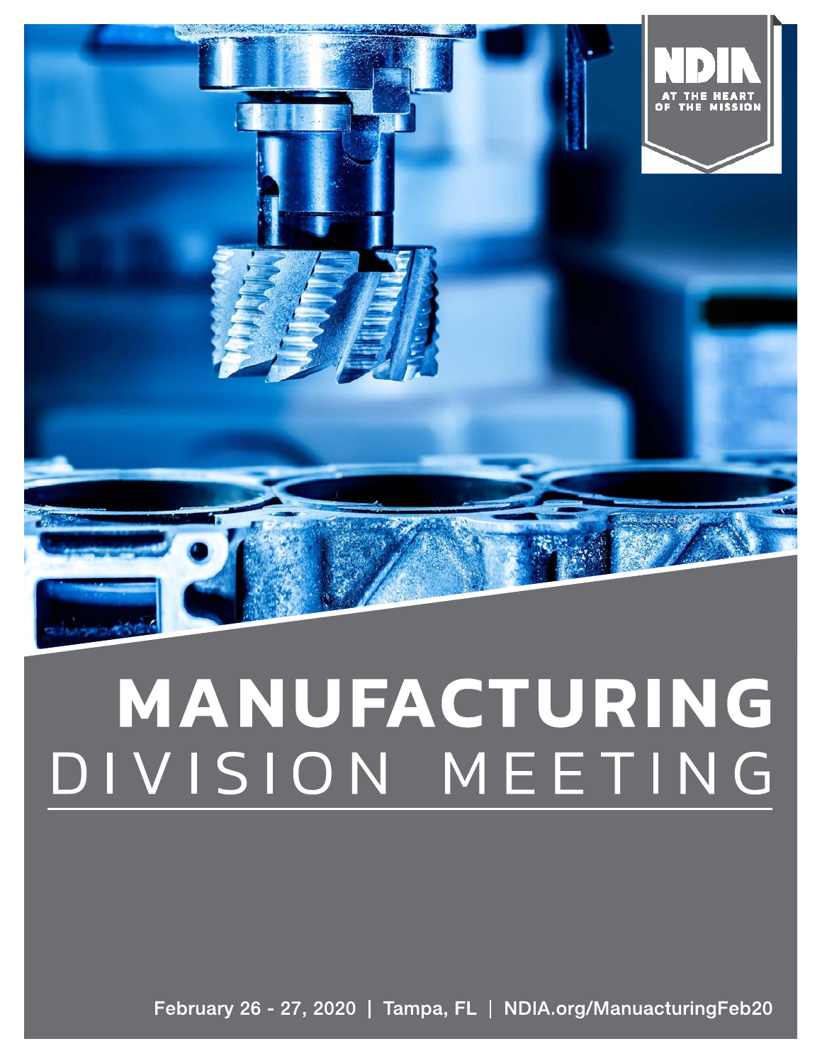NDIA

AT THE HEART OF THE MISSION

# MANUFACTURING DIVISION MEETING

February 26 - 27, 2020 | Tampa, FL | NDIA.org/ManuacturingFeb20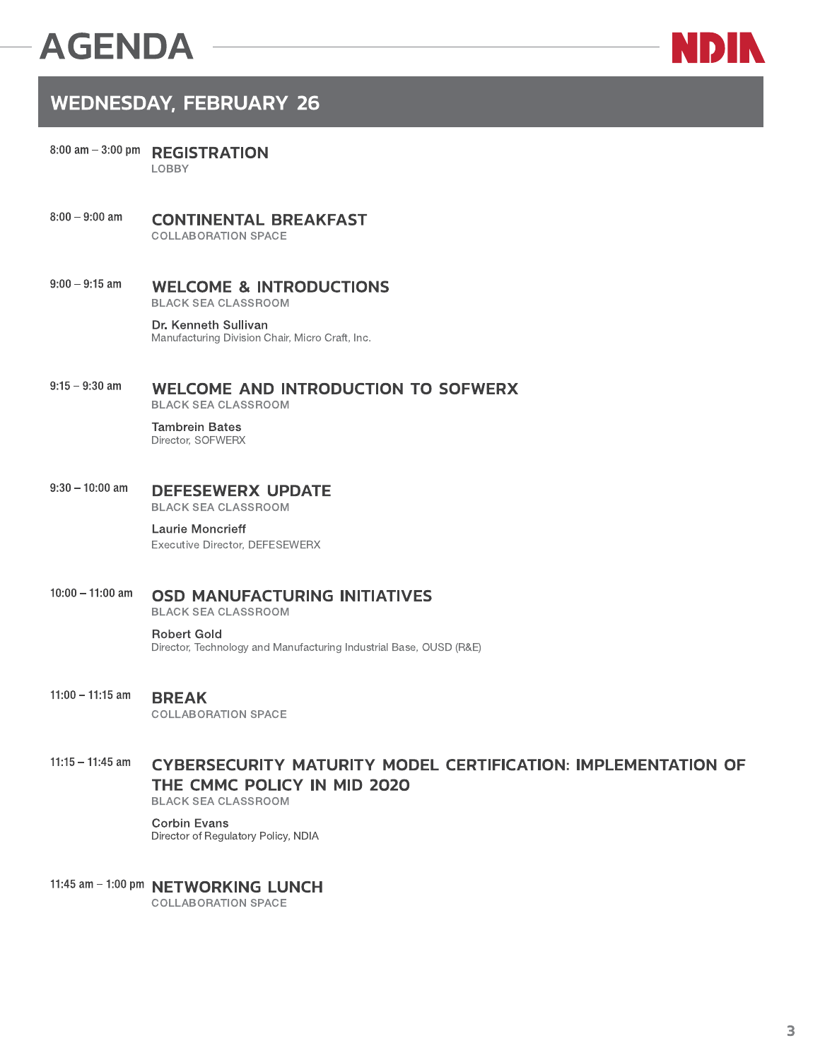# AGENDA

## WEDNESDAY, FEBRUARY 26

8:00 am – 3:00 pm **REGISTRATION**
LOBBY

8:00 – 9:00 am **CONTINENTAL BREAKFAST**
COLLABORATION SPACE

9:00 – 9:15 am **WELCOME & INTRODUCTIONS**
BLACK SEA CLASSROOM

Dr. Kenneth Sullivan
Manufacturing Division Chair, Micro Craft, Inc.

9:15 – 9:30 am **WELCOME AND INTRODUCTION TO SOFWERX**
BLACK SEA CLASSROOM

Tambrein Bates
Director, SOFWERX

9:30 – 10:00 am **DEFESEWERX UPDATE**
BLACK SEA CLASSROOM

Laurie Moncrieff
Executive Director, DEFESEWERX

10:00 – 11:00 am **OSD MANUFACTURING INITIATIVES**
BLACK SEA CLASSROOM

Robert Gold
Director, Technology and Manufacturing Industrial Base, OUSD (R&E)

11:00 – 11:15 am **BREAK**
COLLABORATION SPACE

11:15 – 11:45 am **CYBERSECURITY MATURITY MODEL CERTIFICATION: IMPLEMENTATION OF THE CMMC POLICY IN MID 2020**
BLACK SEA CLASSROOM

Corbin Evans
Director of Regulatory Policy, NDIA

11:45 am – 1:00 pm **NETWORKING LUNCH**
COLLABORATION SPACE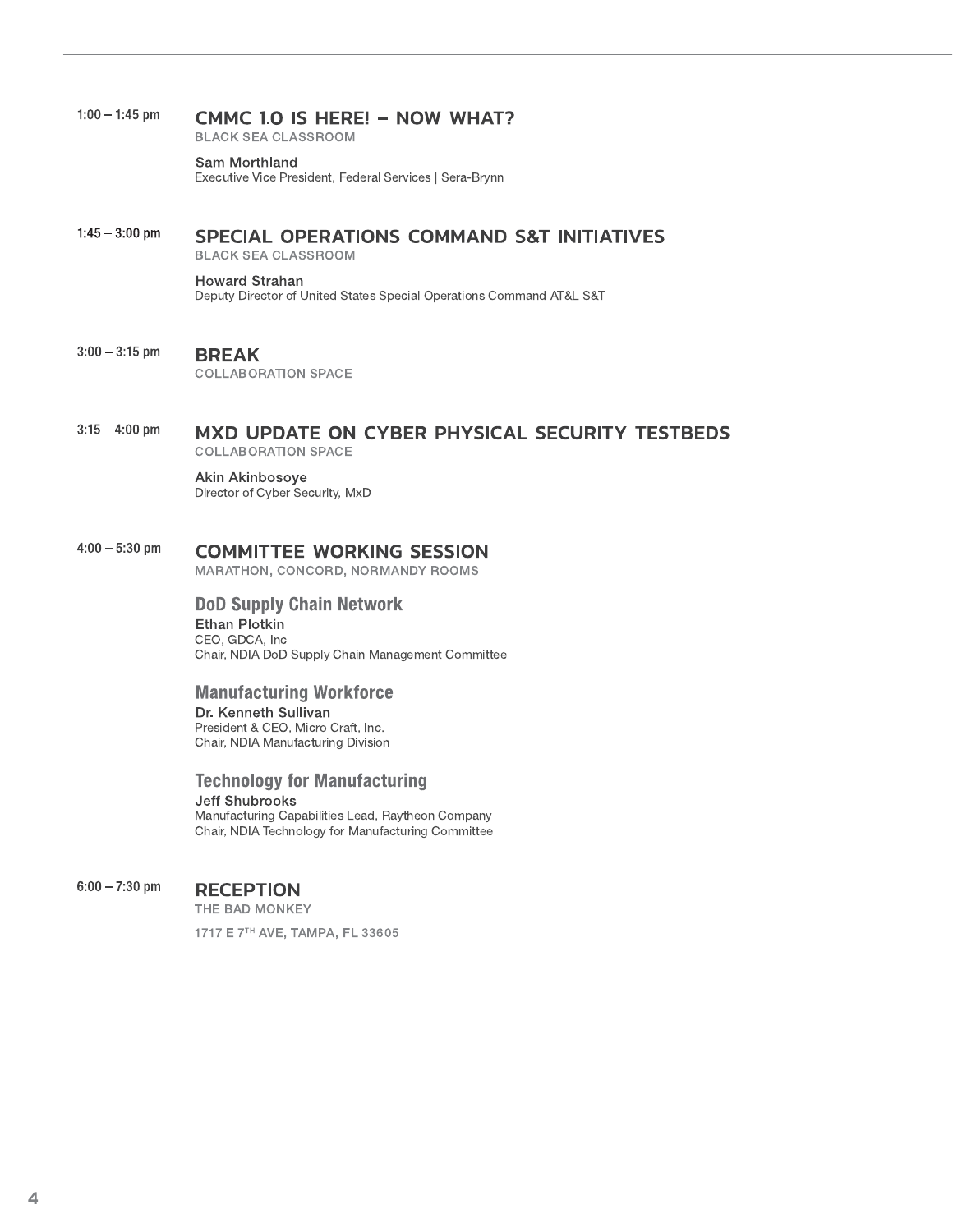**1:00 – 1:45 pm**

## CMMC 1.0 IS HERE! – NOW WHAT?

BLACK SEA CLASSROOM

**Sam Morthland**
Executive Vice President, Federal Services | Sera-Brynn

**1:45 – 3:00 pm**

## SPECIAL OPERATIONS COMMAND S&T INITIATIVES

BLACK SEA CLASSROOM

**Howard Strahan**
Deputy Director of United States Special Operations Command AT&L S&T

**3:00 – 3:15 pm**

## BREAK

COLLABORATION SPACE

**3:15 – 4:00 pm**

## MXD UPDATE ON CYBER PHYSICAL SECURITY TESTBEDS

COLLABORATION SPACE

**Akin Akinbosoye**
Director of Cyber Security, MxD

**4:00 – 5:30 pm**

## COMMITTEE WORKING SESSION

MARATHON, CONCORD, NORMANDY ROOMS

### DoD Supply Chain Network

**Ethan Plotkin**
CEO, GDCA, Inc
Chair, NDIA DoD Supply Chain Management Committee

### Manufacturing Workforce

**Dr. Kenneth Sullivan**
President & CEO, Micro Craft, Inc.
Chair, NDIA Manufacturing Division

### Technology for Manufacturing

**Jeff Shubrooks**
Manufacturing Capabilities Lead, Raytheon Company
Chair, NDIA Technology for Manufacturing Committee

**6:00 – 7:30 pm**

## RECEPTION

THE BAD MONKEY

1717 E 7TH AVE, TAMPA, FL 33605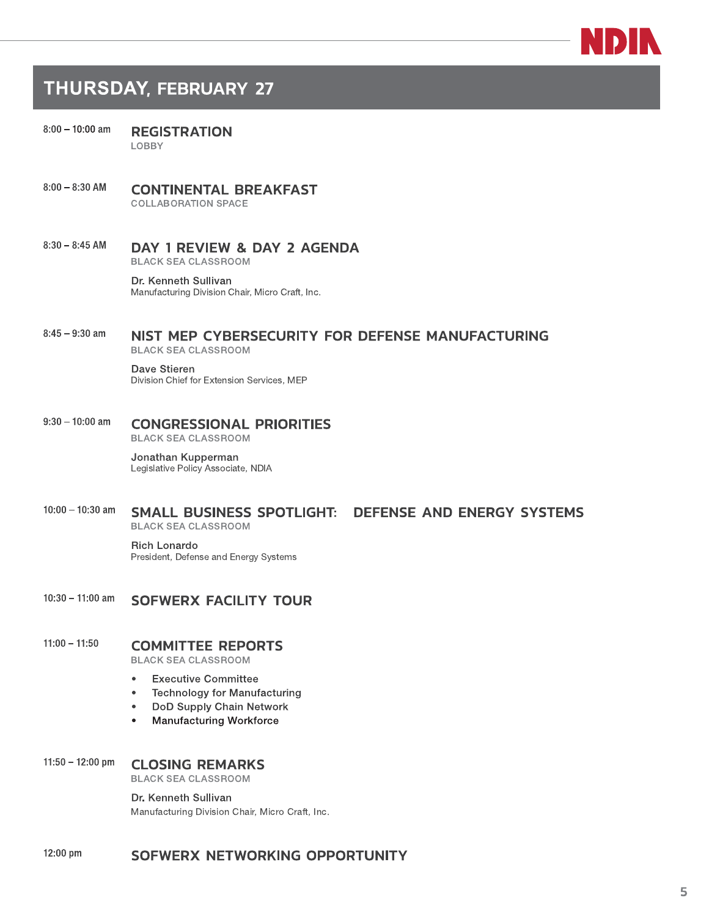## THURSDAY, FEBRUARY 27

8:00 – 10:00 am

### REGISTRATION

LOBBY

8:00 – 8:30 AM

### CONTINENTAL BREAKFAST

COLLABORATION SPACE

8:30 – 8:45 AM

### DAY 1 REVIEW & DAY 2 AGENDA

BLACK SEA CLASSROOM

Dr. Kenneth Sullivan
Manufacturing Division Chair, Micro Craft, Inc.

8:45 – 9:30 am

### NIST MEP CYBERSECURITY FOR DEFENSE MANUFACTURING

BLACK SEA CLASSROOM

Dave Stieren
Division Chief for Extension Services, MEP

9:30 – 10:00 am

### CONGRESSIONAL PRIORITIES

BLACK SEA CLASSROOM

Jonathan Kupperman
Legislative Policy Associate, NDIA

10:00 – 10:30 am

### SMALL BUSINESS SPOTLIGHT: DEFENSE AND ENERGY SYSTEMS

BLACK SEA CLASSROOM

Rich Lonardo
President, Defense and Energy Systems

10:30 – 11:00 am

### SOFWERX FACILITY TOUR

11:00 – 11:50

### COMMITTEE REPORTS

BLACK SEA CLASSROOM

- Executive Committee
- Technology for Manufacturing
- DoD Supply Chain Network
- Manufacturing Workforce

11:50 – 12:00 pm

### CLOSING REMARKS

BLACK SEA CLASSROOM

Dr. Kenneth Sullivan
Manufacturing Division Chair, Micro Craft, Inc.

12:00 pm

### SOFWERX NETWORKING OPPORTUNITY